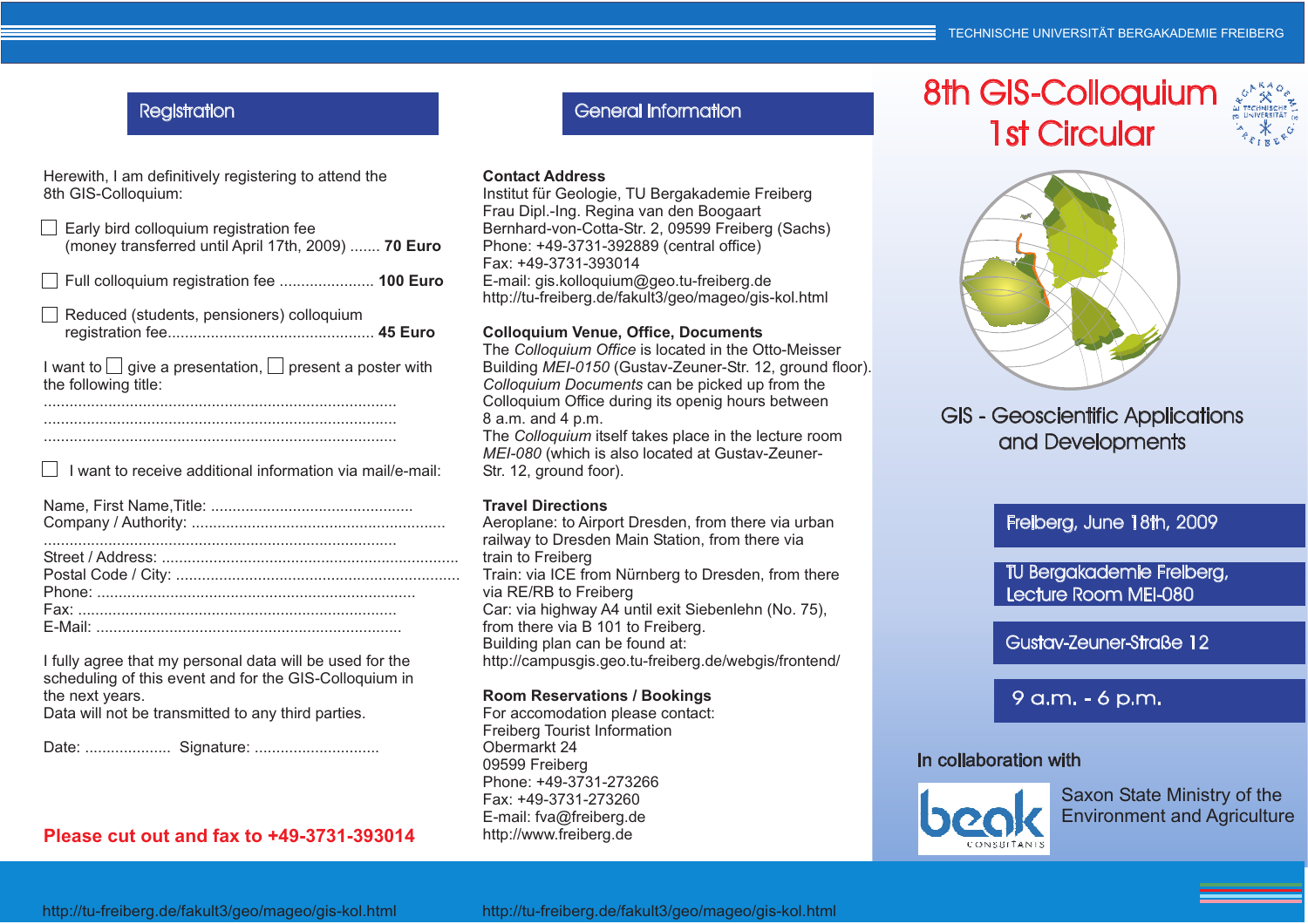# 8th GIS-Colloquium

## 1st Circular

### GIS - Geoscientific Applications and Developments

Freiberg, June 18th, 2009

TU Bergakademie Freiberg, Lecture Room MEI-080

Gustav-Zeuner-Straße 12

9 a.m. - 6 p.m.

In collaboration with

beak CONSULTANTS

Saxon State Ministry of the Environment and Agriculture

## Registration

Herewith, I am definitively registering to attend the 8th GIS-Colloquium:

☐ Early bird colloquium registration fee (money transferred until April 17th, 2009) ....... **70 Euro**

☐ Full colloquium registration fee ...................... **100 Euro**

☐ Reduced (students, pensioners) colloquium registration fee................................................ **45 Euro**

I want to ☐ give a presentation, ☐ present a poster with the following title:

.................................................................................

.................................................................................

.................................................................................

☐ I want to receive additional information via mail/e-mail:

Name, First Name,Title: ..............................................

Company / Authority: ..........................................................

.................................................................................

Street / Address: ....................................................................

Postal Code / City: .................................................................

Phone: .........................................................................

Fax: .........................................................................

E-Mail: ......................................................................

I fully agree that my personal data will be used for the scheduling of this event and for the GIS-Colloquium in the next years.
Data will not be transmitted to any third parties.

Date: .................... Signature: ............................

**Please cut out and fax to +49-3731-393014**

http://tu-freiberg.de/fakult3/geo/mageo/gis-kol.html

## General Information

**Contact Address**
Institut für Geologie, TU Bergakademie Freiberg
Frau Dipl.-Ing. Regina van den Boogaart
Bernhard-von-Cotta-Str. 2, 09599 Freiberg (Sachs)
Phone: +49-3731-392889 (central office)
Fax: +49-3731-393014
E-mail: gis.kolloquium@geo.tu-freiberg.de
http://tu-freiberg.de/fakult3/geo/mageo/gis-kol.html

**Colloquium Venue, Office, Documents**
The *Colloquium Office* is located in the Otto-Meisser Building *MEI-0150* (Gustav-Zeuner-Str. 12, ground floor). *Colloquium Documents* can be picked up from the Colloquium Office during its openig hours between 8 a.m. and 4 p.m.
The *Colloquium* itself takes place in the lecture room *MEI-080* (which is also located at Gustav-Zeuner-Str. 12, ground foor).

**Travel Directions**
Aeroplane: to Airport Dresden, from there via urban railway to Dresden Main Station, from there via train to Freiberg
Train: via ICE from Nürnberg to Dresden, from there via RE/RB to Freiberg
Car: via highway A4 until exit Siebenlehn (No. 75), from there via B 101 to Freiberg.
Building plan can be found at:
http://campusgis.geo.tu-freiberg.de/webgis/frontend/

**Room Reservations / Bookings**
For accomodation please contact:
Freiberg Tourist Information
Obermarkt 24
09599 Freiberg
Phone: +49-3731-273266
Fax: +49-3731-273260
E-mail: fva@freiberg.de
http://www.freiberg.de

http://tu-freiberg.de/fakult3/geo/mageo/gis-kol.html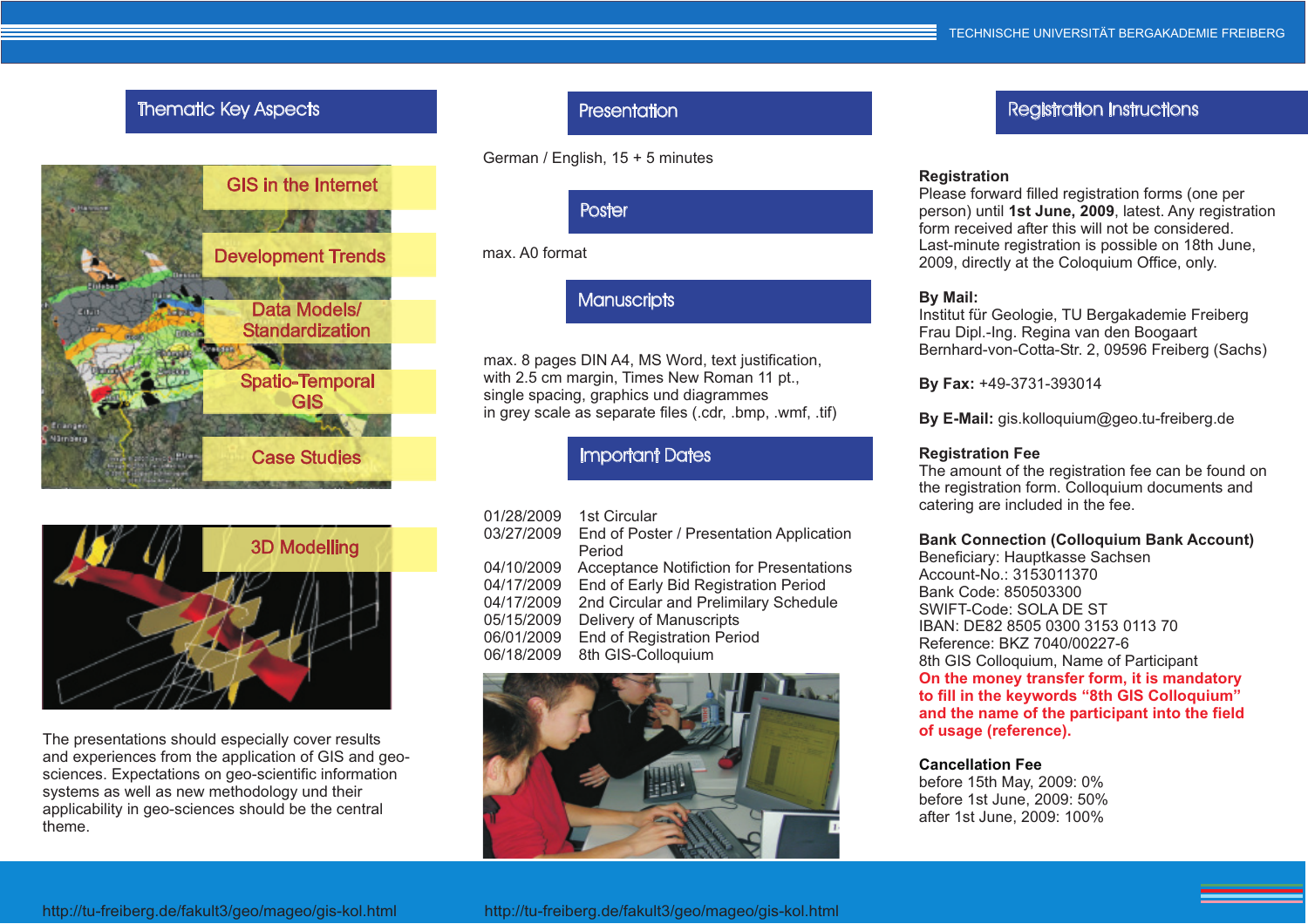## Thematic Key Aspects

GIS in the Internet

Development Trends

Data Models/ Standardization

Spatio-Temporal GIS

Case Studies

3D Modelling

The presentations should especially cover results and experiences from the application of GIS and geo-sciences. Expectations on geo-scientific information systems as well as new methodology und their applicability in geo-sciences should be the central theme.

http://tu-freiberg.de/fakult3/geo/mageo/gis-kol.html

## Presentation

German / English, 15 + 5 minutes

## Poster

max. A0 format

## Manuscripts

max. 8 pages DIN A4, MS Word, text justification, with 2.5 cm margin, Times New Roman 11 pt., single spacing, graphics und diagrammes in grey scale as separate files (.cdr, .bmp, .wmf, .tif)

## Important Dates

| | |
|---|---|
| 01/28/2009 | 1st Circular |
| 03/27/2009 | End of Poster / Presentation Application Period |
| 04/10/2009 | Acceptance Notifiction for Presentations |
| 04/17/2009 | End of Early Bid Registration Period |
| 04/17/2009 | 2nd Circular and Prelimilary Schedule |
| 05/15/2009 | Delivery of Manuscripts |
| 06/01/2009 | End of Registration Period |
| 06/18/2009 | 8th GIS-Colloquium |

http://tu-freiberg.de/fakult3/geo/mageo/gis-kol.html

## Registration Instructions

**Registration**
Please forward filled registration forms (one per person) until **1st June, 2009**, latest. Any registration form received after this will not be considered. Last-minute registration is possible on 18th June, 2009, directly at the Coloquium Office, only.

**By Mail:**
Institut für Geologie, TU Bergakademie Freiberg
Frau Dipl.-Ing. Regina van den Boogaart
Bernhard-von-Cotta-Str. 2, 09596 Freiberg (Sachs)

**By Fax:** +49-3731-393014

**By E-Mail:** gis.kolloquium@geo.tu-freiberg.de

**Registration Fee**
The amount of the registration fee can be found on the registration form. Colloquium documents and catering are included in the fee.

**Bank Connection (Colloquium Bank Account)**
Beneficiary: Hauptkasse Sachsen
Account-No.: 3153011370
Bank Code: 850503300
SWIFT-Code: SOLA DE ST
IBAN: DE82 8505 0300 3153 0113 70
Reference: BKZ 7040/00227-6
8th GIS Colloquium, Name of Participant
**On the money transfer form, it is mandatory to fill in the keywords "8th GIS Colloquium" and the name of the participant into the field of usage (reference).**

**Cancellation Fee**
before 15th May, 2009: 0%
before 1st June, 2009: 50%
after 1st June, 2009: 100%